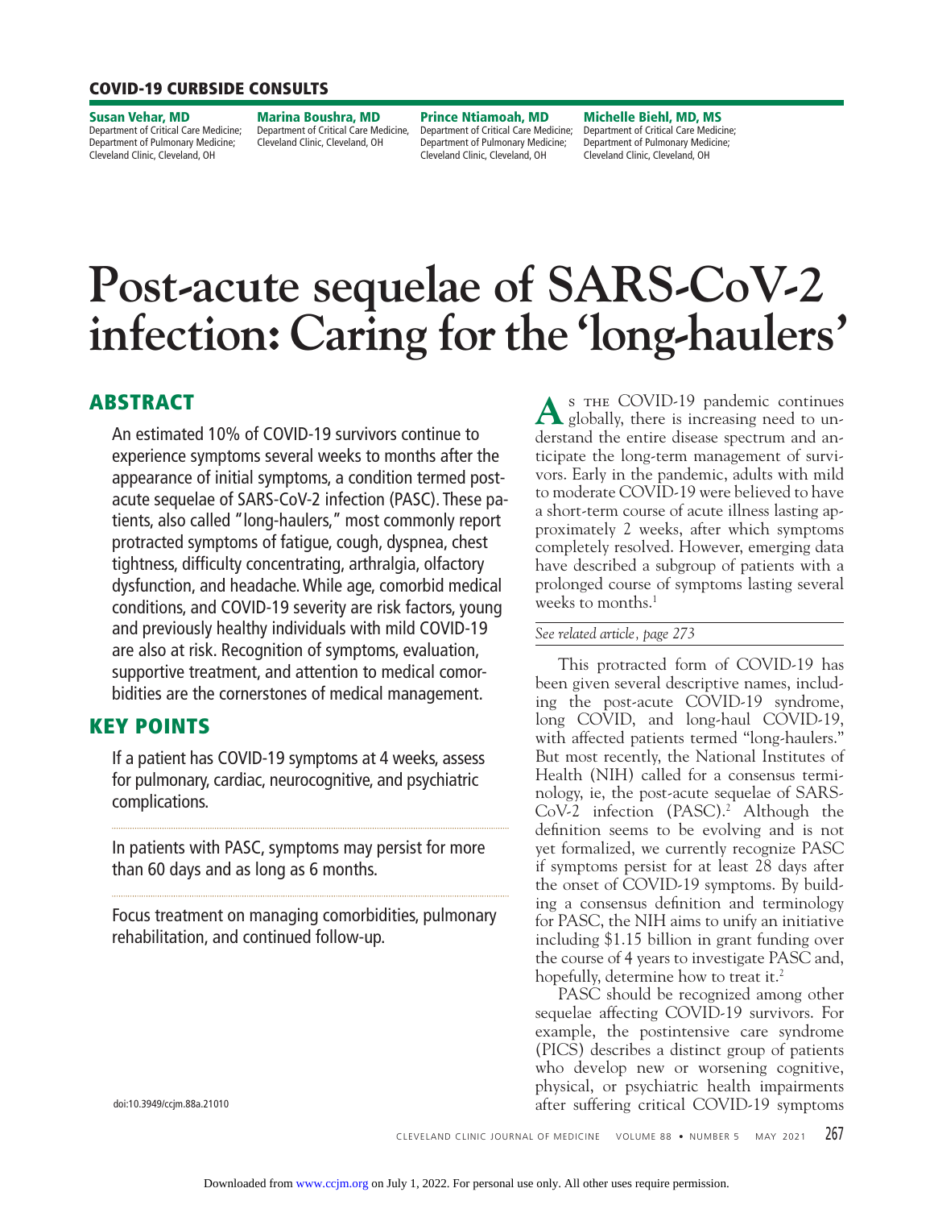COVID-19 CURBSIDE CONSULTS

**Susan Vehar, MD**
Department of Critical Care Medicine; Department of Pulmonary Medicine; Cleveland Clinic, Cleveland, OH

**Marina Boushra, MD**
Department of Critical Care Medicine, Cleveland Clinic, Cleveland, OH

**Prince Ntiamoah, MD**
Department of Critical Care Medicine; Department of Pulmonary Medicine; Cleveland Clinic, Cleveland, OH

**Michelle Biehl, MD, MS**
Department of Critical Care Medicine; Department of Pulmonary Medicine; Cleveland Clinic, Cleveland, OH

# Post-acute sequelae of SARS-CoV-2 infection: Caring for the 'long-haulers'

## ABSTRACT

An estimated 10% of COVID-19 survivors continue to experience symptoms several weeks to months after the appearance of initial symptoms, a condition termed post-acute sequelae of SARS-CoV-2 infection (PASC). These patients, also called "long-haulers," most commonly report protracted symptoms of fatigue, cough, dyspnea, chest tightness, difficulty concentrating, arthralgia, olfactory dysfunction, and headache. While age, comorbid medical conditions, and COVID-19 severity are risk factors, young and previously healthy individuals with mild COVID-19 are also at risk. Recognition of symptoms, evaluation, supportive treatment, and attention to medical comorbidities are the cornerstones of medical management.

## KEY POINTS

If a patient has COVID-19 symptoms at 4 weeks, assess for pulmonary, cardiac, neurocognitive, and psychiatric complications.

In patients with PASC, symptoms may persist for more than 60 days and as long as 6 months.

Focus treatment on managing comorbidities, pulmonary rehabilitation, and continued follow-up.

doi:10.3949/ccjm.88a.21010

As the COVID-19 pandemic continues globally, there is increasing need to understand the entire disease spectrum and anticipate the long-term management of survivors. Early in the pandemic, adults with mild to moderate COVID-19 were believed to have a short-term course of acute illness lasting approximately 2 weeks, after which symptoms completely resolved. However, emerging data have described a subgroup of patients with a prolonged course of symptoms lasting several weeks to months.[1]

*See related article, page 273*

This protracted form of COVID-19 has been given several descriptive names, including the post-acute COVID-19 syndrome, long COVID, and long-haul COVID-19, with affected patients termed "long-haulers." But most recently, the National Institutes of Health (NIH) called for a consensus terminology, ie, the post-acute sequelae of SARS-CoV-2 infection (PASC).[2] Although the definition seems to be evolving and is not yet formalized, we currently recognize PASC if symptoms persist for at least 28 days after the onset of COVID-19 symptoms. By building a consensus definition and terminology for PASC, the NIH aims to unify an initiative including $1.15 billion in grant funding over the course of 4 years to investigate PASC and, hopefully, determine how to treat it.[2]

PASC should be recognized among other sequelae affecting COVID-19 survivors. For example, the postintensive care syndrome (PICS) describes a distinct group of patients who develop new or worsening cognitive, physical, or psychiatric health impairments after suffering critical COVID-19 symptoms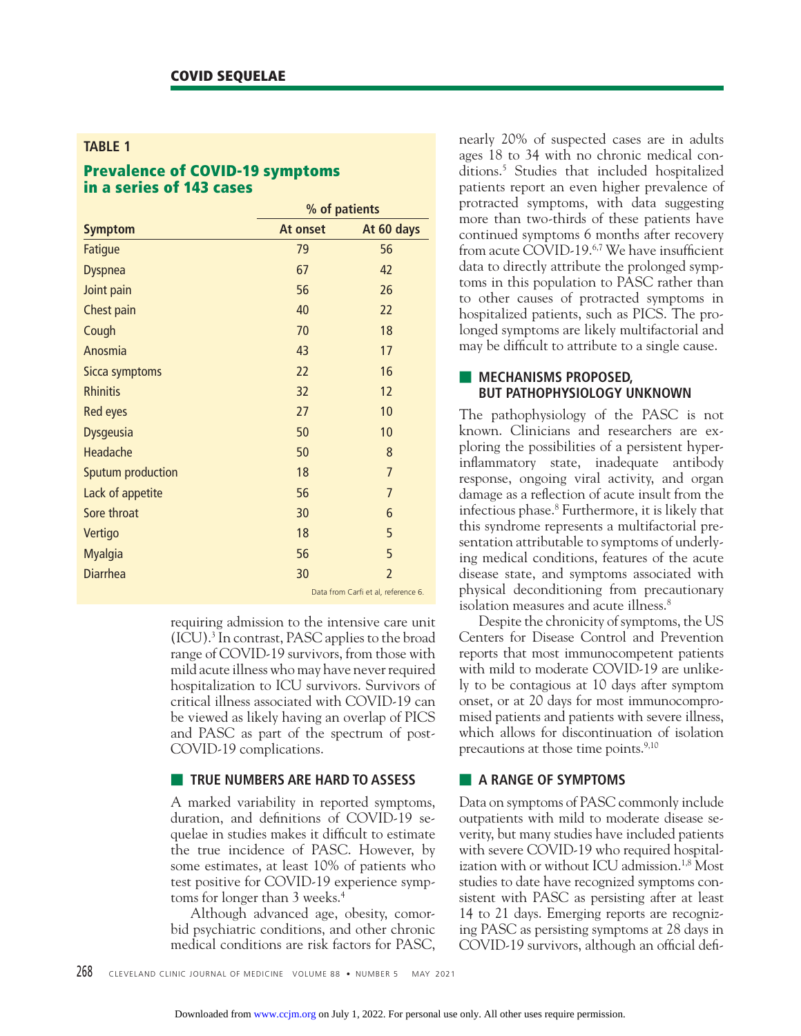**TABLE 1**

**Prevalence of COVID-19 symptoms in a series of 143 cases**

| Symptom | % of patients At onset | % of patients At 60 days |
|---|---|---|
| Fatigue | 79 | 56 |
| Dyspnea | 67 | 42 |
| Joint pain | 56 | 26 |
| Chest pain | 40 | 22 |
| Cough | 70 | 18 |
| Anosmia | 43 | 17 |
| Sicca symptoms | 22 | 16 |
| Rhinitis | 32 | 12 |
| Red eyes | 27 | 10 |
| Dysgeusia | 50 | 10 |
| Headache | 50 | 8 |
| Sputum production | 18 | 7 |
| Lack of appetite | 56 | 7 |
| Sore throat | 30 | 6 |
| Vertigo | 18 | 5 |
| Myalgia | 56 | 5 |
| Diarrhea | 30 | 2 |

Data from Carfì et al, reference 6.

requiring admission to the intensive care unit (ICU).[3] In contrast, PASC applies to the broad range of COVID-19 survivors, from those with mild acute illness who may have never required hospitalization to ICU survivors. Survivors of critical illness associated with COVID-19 can be viewed as likely having an overlap of PICS and PASC as part of the spectrum of post-COVID-19 complications.

## TRUE NUMBERS ARE HARD TO ASSESS

A marked variability in reported symptoms, duration, and definitions of COVID-19 sequelae in studies makes it difficult to estimate the true incidence of PASC. However, by some estimates, at least 10% of patients who test positive for COVID-19 experience symptoms for longer than 3 weeks.[4]

Although advanced age, obesity, comorbid psychiatric conditions, and other chronic medical conditions are risk factors for PASC, nearly 20% of suspected cases are in adults ages 18 to 34 with no chronic medical conditions.[5] Studies that included hospitalized patients report an even higher prevalence of protracted symptoms, with data suggesting more than two-thirds of these patients have continued symptoms 6 months after recovery from acute COVID-19.[6,7] We have insufficient data to directly attribute the prolonged symptoms in this population to PASC rather than to other causes of protracted symptoms in hospitalized patients, such as PICS. The prolonged symptoms are likely multifactorial and may be difficult to attribute to a single cause.

## MECHANISMS PROPOSED, BUT PATHOPHYSIOLOGY UNKNOWN

The pathophysiology of the PASC is not known. Clinicians and researchers are exploring the possibilities of a persistent hyperinflammatory state, inadequate antibody response, ongoing viral activity, and organ damage as a reflection of acute insult from the infectious phase.[8] Furthermore, it is likely that this syndrome represents a multifactorial presentation attributable to symptoms of underlying medical conditions, features of the acute disease state, and symptoms associated with physical deconditioning from precautionary isolation measures and acute illness.[8]

Despite the chronicity of symptoms, the US Centers for Disease Control and Prevention reports that most immunocompetent patients with mild to moderate COVID-19 are unlikely to be contagious at 10 days after symptom onset, or at 20 days for most immunocompromised patients and patients with severe illness, which allows for discontinuation of isolation precautions at those time points.[9,10]

## A RANGE OF SYMPTOMS

Data on symptoms of PASC commonly include outpatients with mild to moderate disease severity, but many studies have included patients with severe COVID-19 who required hospitalization with or without ICU admission.[1,8] Most studies to date have recognized symptoms consistent with PASC as persisting after at least 14 to 21 days. Emerging reports are recognizing PASC as persisting symptoms at 28 days in COVID-19 survivors, although an official defi-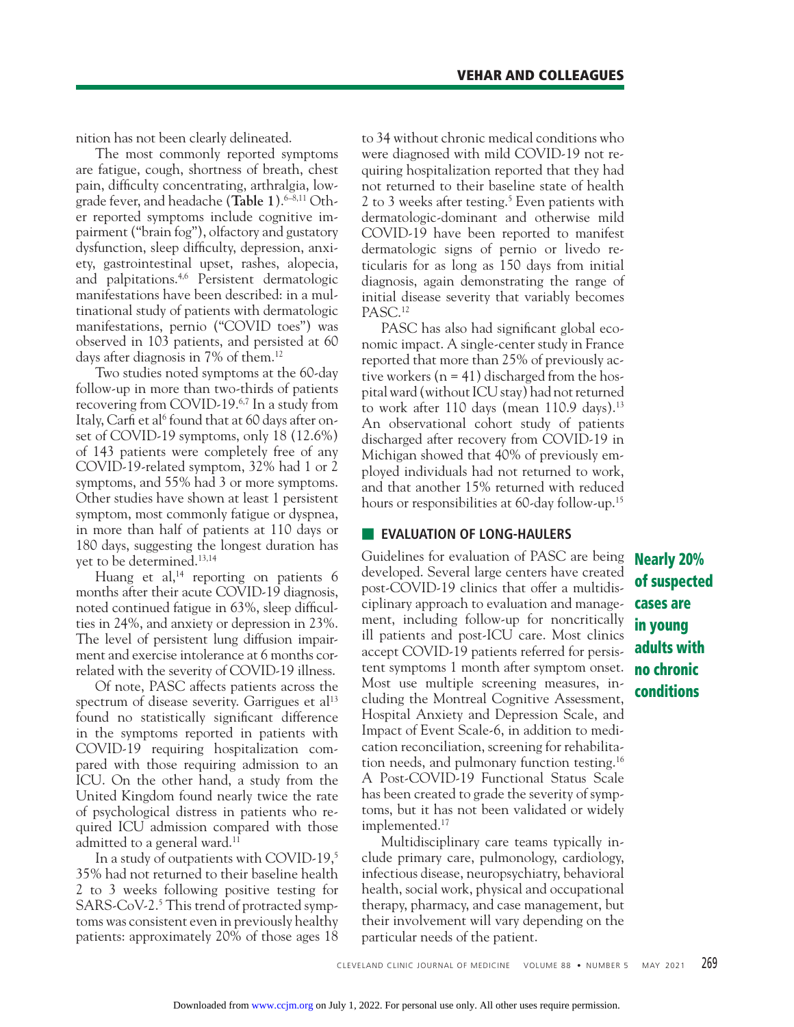nition has not been clearly delineated.

The most commonly reported symptoms are fatigue, cough, shortness of breath, chest pain, difficulty concentrating, arthralgia, low-grade fever, and headache (**Table 1**).[6–8,11] Other reported symptoms include cognitive impairment ("brain fog"), olfactory and gustatory dysfunction, sleep difficulty, depression, anxiety, gastrointestinal upset, rashes, alopecia, and palpitations.[4,6] Persistent dermatologic manifestations have been described: in a multinational study of patients with dermatologic manifestations, pernio ("COVID toes") was observed in 103 patients, and persisted at 60 days after diagnosis in 7% of them.[12]

Two studies noted symptoms at the 60-day follow-up in more than two-thirds of patients recovering from COVID-19.[6,7] In a study from Italy, Carfì et al[6] found that at 60 days after onset of COVID-19 symptoms, only 18 (12.6%) of 143 patients were completely free of any COVID-19-related symptom, 32% had 1 or 2 symptoms, and 55% had 3 or more symptoms. Other studies have shown at least 1 persistent symptom, most commonly fatigue or dyspnea, in more than half of patients at 110 days or 180 days, suggesting the longest duration has yet to be determined.[13,14]

Huang et al,[14] reporting on patients 6 months after their acute COVID-19 diagnosis, noted continued fatigue in 63%, sleep difficulties in 24%, and anxiety or depression in 23%. The level of persistent lung diffusion impairment and exercise intolerance at 6 months correlated with the severity of COVID-19 illness.

Of note, PASC affects patients across the spectrum of disease severity. Garrigues et al[13] found no statistically significant difference in the symptoms reported in patients with COVID-19 requiring hospitalization compared with those requiring admission to an ICU. On the other hand, a study from the United Kingdom found nearly twice the rate of psychological distress in patients who required ICU admission compared with those admitted to a general ward.[11]

In a study of outpatients with COVID-19,[5] 35% had not returned to their baseline health 2 to 3 weeks following positive testing for SARS-CoV-2.[5] This trend of protracted symptoms was consistent even in previously healthy patients: approximately 20% of those ages 18 to 34 without chronic medical conditions who were diagnosed with mild COVID-19 not requiring hospitalization reported that they had not returned to their baseline state of health 2 to 3 weeks after testing.[5] Even patients with dermatologic-dominant and otherwise mild COVID-19 have been reported to manifest dermatologic signs of pernio or livedo reticularis for as long as 150 days from initial diagnosis, again demonstrating the range of initial disease severity that variably becomes PASC.[12]

PASC has also had significant global economic impact. A single-center study in France reported that more than 25% of previously active workers (n = 41) discharged from the hospital ward (without ICU stay) had not returned to work after 110 days (mean 110.9 days).[13] An observational cohort study of patients discharged after recovery from COVID-19 in Michigan showed that 40% of previously employed individuals had not returned to work, and that another 15% returned with reduced hours or responsibilities at 60-day follow-up.[15]

## EVALUATION OF LONG-HAULERS

Guidelines for evaluation of PASC are being developed. Several large centers have created post-COVID-19 clinics that offer a multidisciplinary approach to evaluation and management, including follow-up for noncritically ill patients and post-ICU care. Most clinics accept COVID-19 patients referred for persistent symptoms 1 month after symptom onset. Most use multiple screening measures, including the Montreal Cognitive Assessment, Hospital Anxiety and Depression Scale, and Impact of Event Scale-6, in addition to medication reconciliation, screening for rehabilitation needs, and pulmonary function testing.[16] A Post-COVID-19 Functional Status Scale has been created to grade the severity of symptoms, but it has not been validated or widely implemented.[17]

Multidisciplinary care teams typically include primary care, pulmonology, cardiology, infectious disease, neuropsychiatry, behavioral health, social work, physical and occupational therapy, pharmacy, and case management, but their involvement will vary depending on the particular needs of the patient.

**Nearly 20% of suspected cases are in young adults with no chronic conditions**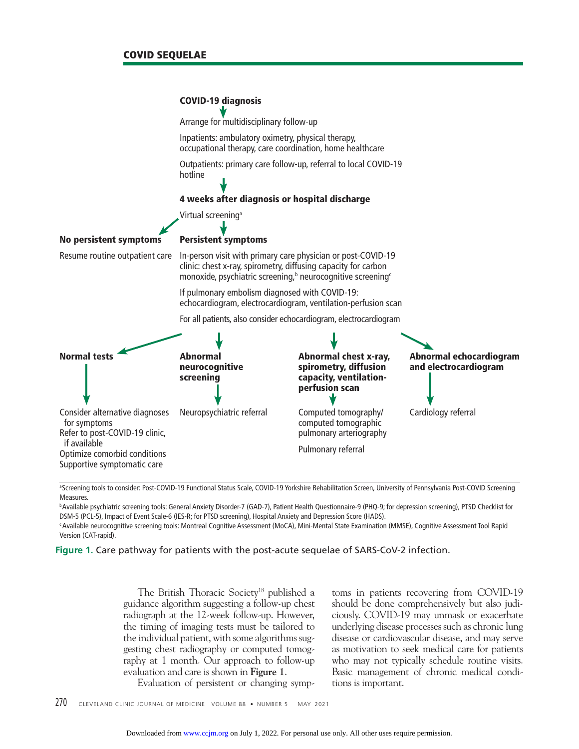**COVID-19 diagnosis**

↓

Arrange for multidisciplinary follow-up

Inpatients: ambulatory oximetry, physical therapy, occupational therapy, care coordination, home healthcare

Outpatients: primary care follow-up, referral to local COVID-19 hotline

↓

**4 weeks after diagnosis or hospital discharge**

Virtual screening[a]

- **No persistent symptoms**
  - Resume routine outpatient care
- **Persistent symptoms**
  - In-person visit with primary care physician or post-COVID-19 clinic: chest x-ray, spirometry, diffusing capacity for carbon monoxide, psychiatric screening,[b] neurocognitive screening[c]
  - If pulmonary embolism diagnosed with COVID-19: echocardiogram, electrocardiogram, ventilation-perfusion scan
  - For all patients, also consider echocardiogram, electrocardiogram
    - **Normal tests** → Consider alternative diagnoses for symptoms; Refer to post-COVID-19 clinic, if available; Optimize comorbid conditions; Supportive symptomatic care
    - **Abnormal neurocognitive screening** → Neuropsychiatric referral
    - **Abnormal chest x-ray, spirometry, diffusion capacity, ventilation-perfusion scan** → Computed tomography/computed tomographic pulmonary arteriography; Pulmonary referral
    - **Abnormal echocardiogram and electrocardiogram** → Cardiology referral

[a]Screening tools to consider: Post-COVID-19 Functional Status Scale, COVID-19 Yorkshire Rehabilitation Screen, University of Pennsylvania Post-COVID Screening Measures.

[b]Available psychiatric screening tools: General Anxiety Disorder-7 (GAD-7), Patient Health Questionnaire-9 (PHQ-9; for depression screening), PTSD Checklist for DSM-5 (PCL-5), Impact of Event Scale-6 (IES-R; for PTSD screening), Hospital Anxiety and Depression Score (HADS).

[c]Available neurocognitive screening tools: Montreal Cognitive Assessment (MoCA), Mini-Mental State Examination (MMSE), Cognitive Assessment Tool Rapid Version (CAT-rapid).

**Figure 1.** Care pathway for patients with the post-acute sequelae of SARS-CoV-2 infection.

The British Thoracic Society[18] published a guidance algorithm suggesting a follow-up chest radiograph at the 12-week follow-up. However, the timing of imaging tests must be tailored to the individual patient, with some algorithms suggesting chest radiography or computed tomography at 1 month. Our approach to follow-up evaluation and care is shown in **Figure 1**.

Evaluation of persistent or changing symptoms in patients recovering from COVID-19 should be done comprehensively but also judiciously. COVID-19 may unmask or exacerbate underlying disease processes such as chronic lung disease or cardiovascular disease, and may serve as motivation to seek medical care for patients who may not typically schedule routine visits. Basic management of chronic medical conditions is important.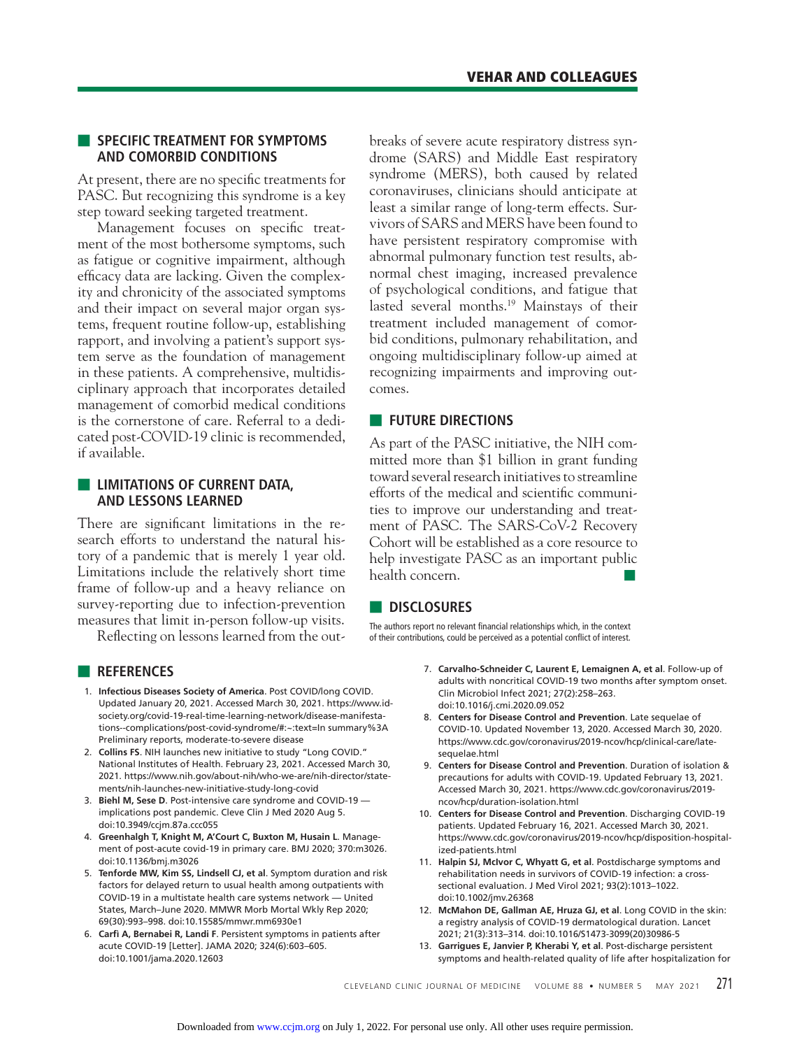## SPECIFIC TREATMENT FOR SYMPTOMS AND COMORBID CONDITIONS

At present, there are no specific treatments for PASC. But recognizing this syndrome is a key step toward seeking targeted treatment.

Management focuses on specific treatment of the most bothersome symptoms, such as fatigue or cognitive impairment, although efficacy data are lacking. Given the complexity and chronicity of the associated symptoms and their impact on several major organ systems, frequent routine follow-up, establishing rapport, and involving a patient's support system serve as the foundation of management in these patients. A comprehensive, multidisciplinary approach that incorporates detailed management of comorbid medical conditions is the cornerstone of care. Referral to a dedicated post-COVID-19 clinic is recommended, if available.

## LIMITATIONS OF CURRENT DATA, AND LESSONS LEARNED

There are significant limitations in the research efforts to understand the natural history of a pandemic that is merely 1 year old. Limitations include the relatively short time frame of follow-up and a heavy reliance on survey-reporting due to infection-prevention measures that limit in-person follow-up visits.

Reflecting on lessons learned from the outbreaks of severe acute respiratory distress syndrome (SARS) and Middle East respiratory syndrome (MERS), both caused by related coronaviruses, clinicians should anticipate at least a similar range of long-term effects. Survivors of SARS and MERS have been found to have persistent respiratory compromise with abnormal pulmonary function test results, abnormal chest imaging, increased prevalence of psychological conditions, and fatigue that lasted several months.[19] Mainstays of their treatment included management of comorbid conditions, pulmonary rehabilitation, and ongoing multidisciplinary follow-up aimed at recognizing impairments and improving outcomes.

## FUTURE DIRECTIONS

As part of the PASC initiative, the NIH committed more than $1 billion in grant funding toward several research initiatives to streamline efforts of the medical and scientific communities to improve our understanding and treatment of PASC. The SARS-CoV-2 Recovery Cohort will be established as a core resource to help investigate PASC as an important public health concern.

## DISCLOSURES

The authors report no relevant financial relationships which, in the context of their contributions, could be perceived as a potential conflict of interest.

## REFERENCES

1. **Infectious Diseases Society of America**. Post COVID/long COVID. Updated January 20, 2021. Accessed March 30, 2021. https://www.idsociety.org/covid-19-real-time-learning-network/disease-manifestations--complications/post-covid-syndrome/#:~:text=In summary%3A Preliminary reports, moderate-to-severe disease
2. **Collins FS**. NIH launches new initiative to study "Long COVID." National Institutes of Health. February 23, 2021. Accessed March 30, 2021. https://www.nih.gov/about-nih/who-we-are/nih-director/statements/nih-launches-new-initiative-study-long-covid
3. **Biehl M, Sese D**. Post-intensive care syndrome and COVID-19 — implications post pandemic. Cleve Clin J Med 2020 Aug 5. doi:10.3949/ccjm.87a.ccc055
4. **Greenhalgh T, Knight M, A'Court C, Buxton M, Husain L**. Management of post-acute covid-19 in primary care. BMJ 2020; 370:m3026. doi:10.1136/bmj.m3026
5. **Tenforde MW, Kim SS, Lindsell CJ, et al**. Symptom duration and risk factors for delayed return to usual health among outpatients with COVID-19 in a multistate health care systems network — United States, March–June 2020. MMWR Morb Mortal Wkly Rep 2020; 69(30):993–998. doi:10.15585/mmwr.mm6930e1
6. **Carfì A, Bernabei R, Landi F**. Persistent symptoms in patients after acute COVID-19 [Letter]. JAMA 2020; 324(6):603–605. doi:10.1001/jama.2020.12603
7. **Carvalho-Schneider C, Laurent E, Lemaignen A, et al**. Follow-up of adults with noncritical COVID-19 two months after symptom onset. Clin Microbiol Infect 2021; 27(2):258–263. doi:10.1016/j.cmi.2020.09.052
8. **Centers for Disease Control and Prevention**. Late sequelae of COVID-10. Updated November 13, 2020. Accessed March 30, 2020. https://www.cdc.gov/coronavirus/2019-ncov/hcp/clinical-care/late-sequelae.html
9. **Centers for Disease Control and Prevention**. Duration of isolation & precautions for adults with COVID-19. Updated February 13, 2021. Accessed March 30, 2021. https://www.cdc.gov/coronavirus/2019-ncov/hcp/duration-isolation.html
10. **Centers for Disease Control and Prevention**. Discharging COVID-19 patients. Updated February 16, 2021. Accessed March 30, 2021. https://www.cdc.gov/coronavirus/2019-ncov/hcp/disposition-hospitalized-patients.html
11. **Halpin SJ, McIvor C, Whyatt G, et al**. Postdischarge symptoms and rehabilitation needs in survivors of COVID-19 infection: a cross-sectional evaluation. J Med Virol 2021; 93(2):1013–1022. doi:10.1002/jmv.26368
12. **McMahon DE, Gallman AE, Hruza GJ, et al**. Long COVID in the skin: a registry analysis of COVID-19 dermatological duration. Lancet 2021; 21(3):313–314. doi:10.1016/S1473-3099(20)30986-5
13. **Garrigues E, Janvier P, Kherabi Y, et al**. Post-discharge persistent symptoms and health-related quality of life after hospitalization for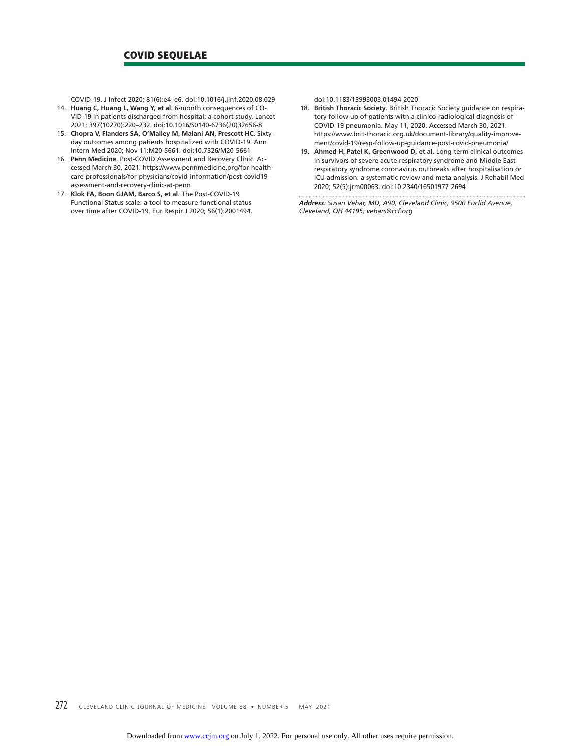COVID-19. J Infect 2020; 81(6):e4–e6. doi:10.1016/j.jinf.2020.08.029

14. **Huang C, Huang L, Wang Y, et al**. 6-month consequences of COVID-19 in patients discharged from hospital: a cohort study. Lancet 2021; 397(10270):220–232. doi:10.1016/S0140-6736(20)32656-8
15. **Chopra V, Flanders SA, O'Malley M, Malani AN, Prescott HC**. Sixty-day outcomes among patients hospitalized with COVID-19. Ann Intern Med 2020; Nov 11:M20-5661. doi:10.7326/M20-5661
16. **Penn Medicine**. Post-COVID Assessment and Recovery Clinic. Accessed March 30, 2021. https://www.pennmedicine.org/for-health-care-professionals/for-physicians/covid-information/post-covid19-assessment-and-recovery-clinic-at-penn
17. **Klok FA, Boon GJAM, Barco S, et al**. The Post-COVID-19 Functional Status scale: a tool to measure functional status over time after COVID-19. Eur Respir J 2020; 56(1):2001494. doi:10.1183/13993003.01494-2020
18. **British Thoracic Society**. British Thoracic Society guidance on respiratory follow up of patients with a clinico-radiological diagnosis of COVID-19 pneumonia. May 11, 2020. Accessed March 30, 2021. https://www.brit-thoracic.org.uk/document-library/quality-improvement/covid-19/resp-follow-up-guidance-post-covid-pneumonia/
19. **Ahmed H, Patel K, Greenwood D, et al**. Long-term clinical outcomes in survivors of severe acute respiratory syndrome and Middle East respiratory syndrome coronavirus outbreaks after hospitalisation or ICU admission: a systematic review and meta-analysis. J Rehabil Med 2020; 52(5):jrm00063. doi:10.2340/16501977-2694

***Address**: Susan Vehar, MD, A90, Cleveland Clinic, 9500 Euclid Avenue, Cleveland, OH 44195; vehars@ccf.org*